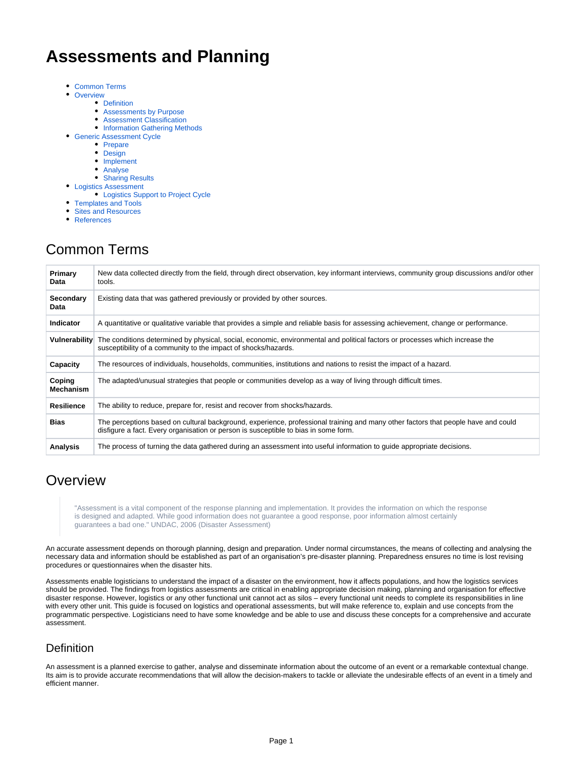# Assessments and Planning

- Common Terms
- Overview
  - Definition
  - Assessments by Purpose
  - Assessment Classification
  - Information Gathering Methods
- Generic Assessment Cycle
  - Prepare
  - Design
  - Implement
  - Analyse
  - Sharing Results
- Logistics Assessment
  - Logistics Support to Project Cycle
- Templates and Tools
- Sites and Resources
- References

## Common Terms

| | |
|---|---|
| **Primary Data** | New data collected directly from the field, through direct observation, key informant interviews, community group discussions and/or other tools. |
| **Secondary Data** | Existing data that was gathered previously or provided by other sources. |
| **Indicator** | A quantitative or qualitative variable that provides a simple and reliable basis for assessing achievement, change or performance. |
| **Vulnerability** | The conditions determined by physical, social, economic, environmental and political factors or processes which increase the susceptibility of a community to the impact of shocks/hazards. |
| **Capacity** | The resources of individuals, households, communities, institutions and nations to resist the impact of a hazard. |
| **Coping Mechanism** | The adapted/unusual strategies that people or communities develop as a way of living through difficult times. |
| **Resilience** | The ability to reduce, prepare for, resist and recover from shocks/hazards. |
| **Bias** | The perceptions based on cultural background, experience, professional training and many other factors that people have and could disfigure a fact. Every organisation or person is susceptible to bias in some form. |
| **Analysis** | The process of turning the data gathered during an assessment into useful information to guide appropriate decisions. |

## Overview

> "Assessment is a vital component of the response planning and implementation. It provides the information on which the response is designed and adapted. While good information does not guarantee a good response, poor information almost certainly guarantees a bad one." UNDAC, 2006 (Disaster Assessment)

An accurate assessment depends on thorough planning, design and preparation. Under normal circumstances, the means of collecting and analysing the necessary data and information should be established as part of an organisation's pre-disaster planning. Preparedness ensures no time is lost revising procedures or questionnaires when the disaster hits.

Assessments enable logisticians to understand the impact of a disaster on the environment, how it affects populations, and how the logistics services should be provided. The findings from logistics assessments are critical in enabling appropriate decision making, planning and organisation for effective disaster response. However, logistics or any other functional unit cannot act as silos – every functional unit needs to complete its responsibilities in line with every other unit. This guide is focused on logistics and operational assessments, but will make reference to, explain and use concepts from the programmatic perspective. Logisticians need to have some knowledge and be able to use and discuss these concepts for a comprehensive and accurate assessment.

### Definition

An assessment is a planned exercise to gather, analyse and disseminate information about the outcome of an event or a remarkable contextual change. Its aim is to provide accurate recommendations that will allow the decision-makers to tackle or alleviate the undesirable effects of an event in a timely and efficient manner.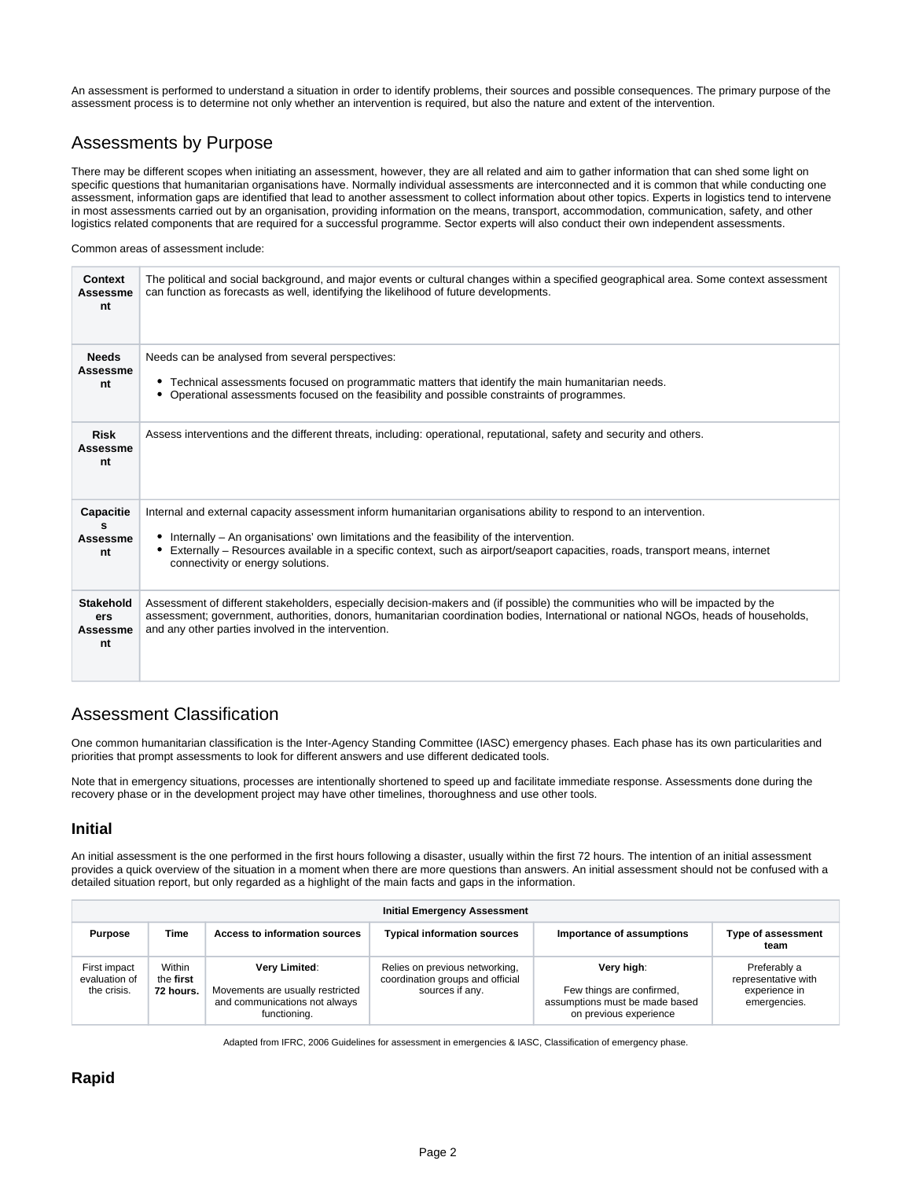An assessment is performed to understand a situation in order to identify problems, their sources and possible consequences. The primary purpose of the assessment process is to determine not only whether an intervention is required, but also the nature and extent of the intervention.

## Assessments by Purpose

There may be different scopes when initiating an assessment, however, they are all related and aim to gather information that can shed some light on specific questions that humanitarian organisations have. Normally individual assessments are interconnected and it is common that while conducting one assessment, information gaps are identified that lead to another assessment to collect information about other topics. Experts in logistics tend to intervene in most assessments carried out by an organisation, providing information on the means, transport, accommodation, communication, safety, and other logistics related components that are required for a successful programme. Sector experts will also conduct their own independent assessments.

Common areas of assessment include:

| | |
|---|---|
| **Context Assessment** | The political and social background, and major events or cultural changes within a specified geographical area. Some context assessment can function as forecasts as well, identifying the likelihood of future developments. |
| **Needs Assessment** | Needs can be analysed from several perspectives:<br>• Technical assessments focused on programmatic matters that identify the main humanitarian needs.<br>• Operational assessments focused on the feasibility and possible constraints of programmes. |
| **Risk Assessment** | Assess interventions and the different threats, including: operational, reputational, safety and security and others. |
| **Capacities Assessment** | Internal and external capacity assessment inform humanitarian organisations ability to respond to an intervention.<br>• Internally – An organisations' own limitations and the feasibility of the intervention.<br>• Externally – Resources available in a specific context, such as airport/seaport capacities, roads, transport means, internet connectivity or energy solutions. |
| **Stakeholders Assessment** | Assessment of different stakeholders, especially decision-makers and (if possible) the communities who will be impacted by the assessment; government, authorities, donors, humanitarian coordination bodies, International or national NGOs, heads of households, and any other parties involved in the intervention. |

## Assessment Classification

One common humanitarian classification is the Inter-Agency Standing Committee (IASC) emergency phases. Each phase has its own particularities and priorities that prompt assessments to look for different answers and use different dedicated tools.

Note that in emergency situations, processes are intentionally shortened to speed up and facilitate immediate response. Assessments done during the recovery phase or in the development project may have other timelines, thoroughness and use other tools.

### Initial

An initial assessment is the one performed in the first hours following a disaster, usually within the first 72 hours. The intention of an initial assessment provides a quick overview of the situation in a moment when there are more questions than answers. An initial assessment should not be confused with a detailed situation report, but only regarded as a highlight of the main facts and gaps in the information.

| **Initial Emergency Assessment** | | | | | |
|---|---|---|---|---|---|
| **Purpose** | **Time** | **Access to information sources** | **Typical information sources** | **Importance of assumptions** | **Type of assessment team** |
| First impact evaluation of the crisis. | Within the **first 72 hours.** | **Very Limited**:<br>Movements are usually restricted and communications not always functioning. | Relies on previous networking, coordination groups and official sources if any. | **Very high**:<br>Few things are confirmed, assumptions must be made based on previous experience | Preferably a representative with experience in emergencies. |

Adapted from IFRC, 2006 Guidelines for assessment in emergencies & IASC, Classification of emergency phase.

### Rapid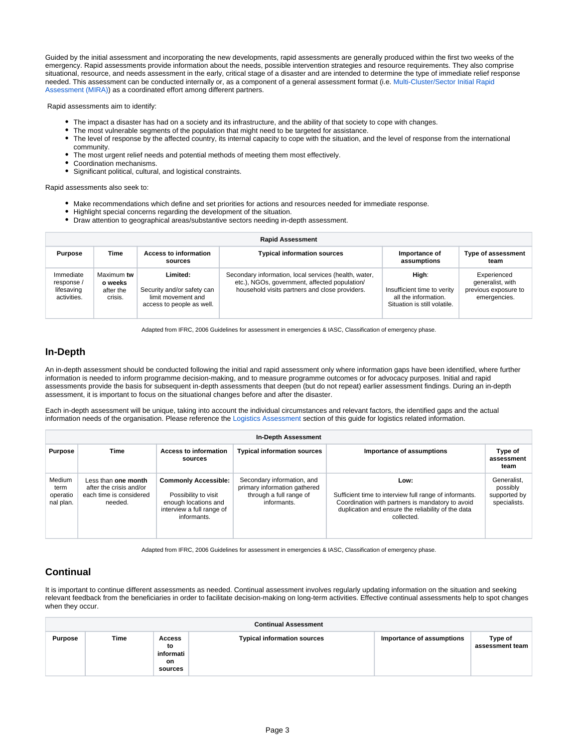Guided by the initial assessment and incorporating the new developments, rapid assessments are generally produced within the first two weeks of the emergency. Rapid assessments provide information about the needs, possible intervention strategies and resource requirements. They also comprise situational, resource, and needs assessment in the early, critical stage of a disaster and are intended to determine the type of immediate relief response needed. This assessment can be conducted internally or, as a component of a general assessment format (i.e. Multi-Cluster/Sector Initial Rapid Assessment (MIRA)) as a coordinated effort among different partners.

Rapid assessments aim to identify:

- The impact a disaster has had on a society and its infrastructure, and the ability of that society to cope with changes.
- The most vulnerable segments of the population that might need to be targeted for assistance.
- The level of response by the affected country, its internal capacity to cope with the situation, and the level of response from the international community.
- The most urgent relief needs and potential methods of meeting them most effectively.
- Coordination mechanisms.
- Significant political, cultural, and logistical constraints.

Rapid assessments also seek to:

- Make recommendations which define and set priorities for actions and resources needed for immediate response.
- Highlight special concerns regarding the development of the situation.
- Draw attention to geographical areas/substantive sectors needing in-depth assessment.

| Rapid Assessment | | | | | |
|---|---|---|---|---|---|
| **Purpose** | **Time** | **Access to information sources** | **Typical information sources** | **Importance of assumptions** | **Type of assessment team** |
| Immediate response / lifesaving activities. | Maximum **two weeks** after the crisis. | **Limited:** Security and/or safety can limit movement and access to people as well. | Secondary information, local services (health, water, etc.), NGOs, government, affected population/ household visits partners and close providers. | **High**: Insufficient time to verity all the information. Situation is still volatile. | Experienced generalist, with previous exposure to emergencies. |

Adapted from IFRC, 2006 Guidelines for assessment in emergencies & IASC, Classification of emergency phase.

## In-Depth

An in-depth assessment should be conducted following the initial and rapid assessment only where information gaps have been identified, where further information is needed to inform programme decision-making, and to measure programme outcomes or for advocacy purposes. Initial and rapid assessments provide the basis for subsequent in-depth assessments that deepen (but do not repeat) earlier assessment findings. During an in-depth assessment, it is important to focus on the situational changes before and after the disaster.

Each in-depth assessment will be unique, taking into account the individual circumstances and relevant factors, the identified gaps and the actual information needs of the organisation. Please reference the Logistics Assessment section of this guide for logistics related information.

| In-Depth Assessment | | | | | |
|---|---|---|---|---|---|
| **Purpose** | **Time** | **Access to information sources** | **Typical information sources** | **Importance of assumptions** | **Type of assessment team** |
| Medium term operational plan. | Less than **one month** after the crisis and/or each time is considered needed. | **Commonly Accessible:** Possibility to visit enough locations and interview a full range of informants. | Secondary information, and primary information gathered through a full range of informants. | **Low:** Sufficient time to interview full range of informants. Coordination with partners is mandatory to avoid duplication and ensure the reliability of the data collected. | Generalist, possibly supported by specialists. |

Adapted from IFRC, 2006 Guidelines for assessment in emergencies & IASC, Classification of emergency phase.

## Continual

It is important to continue different assessments as needed. Continual assessment involves regularly updating information on the situation and seeking relevant feedback from the beneficiaries in order to facilitate decision-making on long-term activities. Effective continual assessments help to spot changes when they occur.

| Continual Assessment | | | | | |
|---|---|---|---|---|---|
| **Purpose** | **Time** | **Access to information sources** | **Typical information sources** | **Importance of assumptions** | **Type of assessment team** |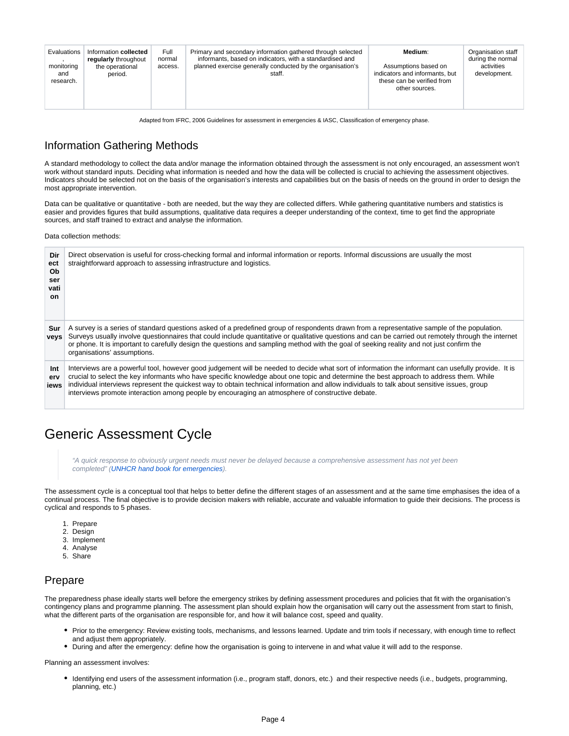| Evaluations, monitoring and research. | Information **collected regularly** throughout the operational period. | Full normal access. | Primary and secondary information gathered through selected informants, based on indicators, with a standardised and planned exercise generally conducted by the organisation's staff. | **Medium**: Assumptions based on indicators and informants, but these can be verified from other sources. | Organisation staff during the normal activities development. |
|---|---|---|---|---|---|

Adapted from IFRC, 2006 Guidelines for assessment in emergencies & IASC, Classification of emergency phase.

## Information Gathering Methods

A standard methodology to collect the data and/or manage the information obtained through the assessment is not only encouraged, an assessment won't work without standard inputs. Deciding what information is needed and how the data will be collected is crucial to achieving the assessment objectives. Indicators should be selected not on the basis of the organisation's interests and capabilities but on the basis of needs on the ground in order to design the most appropriate intervention.

Data can be qualitative or quantitative - both are needed, but the way they are collected differs. While gathering quantitative numbers and statistics is easier and provides figures that build assumptions, qualitative data requires a deeper understanding of the context, time to get find the appropriate sources, and staff trained to extract and analyse the information.

Data collection methods:

| | |
|---|---|
| **Direct Observation** | Direct observation is useful for cross-checking formal and informal information or reports. Informal discussions are usually the most straightforward approach to assessing infrastructure and logistics. |
| **Surveys** | A survey is a series of standard questions asked of a predefined group of respondents drawn from a representative sample of the population. Surveys usually involve questionnaires that could include quantitative or qualitative questions and can be carried out remotely through the internet or phone. It is important to carefully design the questions and sampling method with the goal of seeking reality and not just confirm the organisations' assumptions. |
| **Interviews** | Interviews are a powerful tool, however good judgement will be needed to decide what sort of information the informant can usefully provide. It is crucial to select the key informants who have specific knowledge about one topic and determine the best approach to address them. While individual interviews represent the quickest way to obtain technical information and allow individuals to talk about sensitive issues, group interviews promote interaction among people by encouraging an atmosphere of constructive debate. |

# Generic Assessment Cycle

> *"A quick response to obviously urgent needs must never be delayed because a comprehensive assessment has not yet been completed" (UNHCR hand book for emergencies).*

The assessment cycle is a conceptual tool that helps to better define the different stages of an assessment and at the same time emphasises the idea of a continual process. The final objective is to provide decision makers with reliable, accurate and valuable information to guide their decisions. The process is cyclical and responds to 5 phases.

1. Prepare
2. Design
3. Implement
4. Analyse
5. Share

## Prepare

The preparedness phase ideally starts well before the emergency strikes by defining assessment procedures and policies that fit with the organisation's contingency plans and programme planning. The assessment plan should explain how the organisation will carry out the assessment from start to finish, what the different parts of the organisation are responsible for, and how it will balance cost, speed and quality.

- Prior to the emergency: Review existing tools, mechanisms, and lessons learned. Update and trim tools if necessary, with enough time to reflect and adjust them appropriately.
- During and after the emergency: define how the organisation is going to intervene in and what value it will add to the response.

Planning an assessment involves:

- Identifying end users of the assessment information (i.e., program staff, donors, etc.) and their respective needs (i.e., budgets, programming, planning, etc.)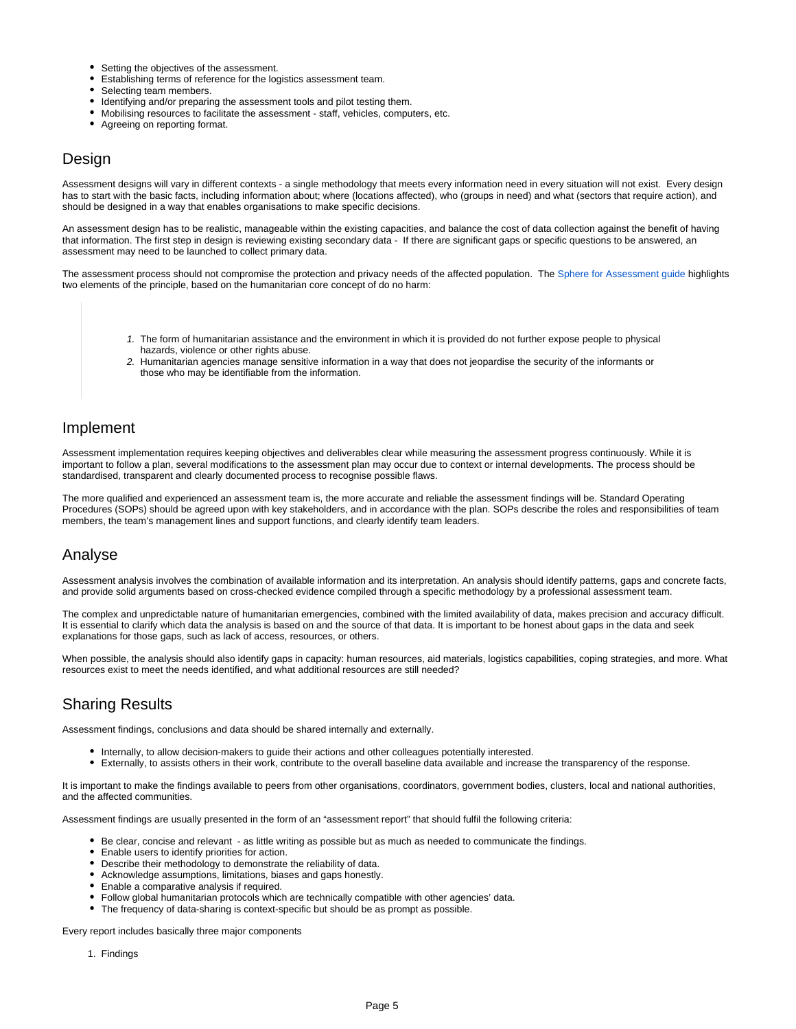- Setting the objectives of the assessment.
- Establishing terms of reference for the logistics assessment team.
- Selecting team members.
- Identifying and/or preparing the assessment tools and pilot testing them.
- Mobilising resources to facilitate the assessment - staff, vehicles, computers, etc.
- Agreeing on reporting format.

## Design

Assessment designs will vary in different contexts - a single methodology that meets every information need in every situation will not exist. Every design has to start with the basic facts, including information about; where (locations affected), who (groups in need) and what (sectors that require action), and should be designed in a way that enables organisations to make specific decisions.

An assessment design has to be realistic, manageable within the existing capacities, and balance the cost of data collection against the benefit of having that information. The first step in design is reviewing existing secondary data - If there are significant gaps or specific questions to be answered, an assessment may need to be launched to collect primary data.

The assessment process should not compromise the protection and privacy needs of the affected population. The Sphere for Assessment guide highlights two elements of the principle, based on the humanitarian core concept of do no harm:

> 1. *The form of humanitarian assistance and the environment in which it is provided do not further expose people to physical hazards, violence or other rights abuse.*
> 2. *Humanitarian agencies manage sensitive information in a way that does not jeopardise the security of the informants or those who may be identifiable from the information.*

## Implement

Assessment implementation requires keeping objectives and deliverables clear while measuring the assessment progress continuously. While it is important to follow a plan, several modifications to the assessment plan may occur due to context or internal developments. The process should be standardised, transparent and clearly documented process to recognise possible flaws.

The more qualified and experienced an assessment team is, the more accurate and reliable the assessment findings will be. Standard Operating Procedures (SOPs) should be agreed upon with key stakeholders, and in accordance with the plan. SOPs describe the roles and responsibilities of team members, the team's management lines and support functions, and clearly identify team leaders.

## Analyse

Assessment analysis involves the combination of available information and its interpretation. An analysis should identify patterns, gaps and concrete facts, and provide solid arguments based on cross-checked evidence compiled through a specific methodology by a professional assessment team.

The complex and unpredictable nature of humanitarian emergencies, combined with the limited availability of data, makes precision and accuracy difficult. It is essential to clarify which data the analysis is based on and the source of that data. It is important to be honest about gaps in the data and seek explanations for those gaps, such as lack of access, resources, or others.

When possible, the analysis should also identify gaps in capacity: human resources, aid materials, logistics capabilities, coping strategies, and more. What resources exist to meet the needs identified, and what additional resources are still needed?

## Sharing Results

Assessment findings, conclusions and data should be shared internally and externally.

- Internally, to allow decision-makers to guide their actions and other colleagues potentially interested.
- Externally, to assists others in their work, contribute to the overall baseline data available and increase the transparency of the response.

It is important to make the findings available to peers from other organisations, coordinators, government bodies, clusters, local and national authorities, and the affected communities.

Assessment findings are usually presented in the form of an "assessment report" that should fulfil the following criteria:

- Be clear, concise and relevant - as little writing as possible but as much as needed to communicate the findings.
- Enable users to identify priorities for action.
- Describe their methodology to demonstrate the reliability of data.
- Acknowledge assumptions, limitations, biases and gaps honestly.
- Enable a comparative analysis if required.
- Follow global humanitarian protocols which are technically compatible with other agencies' data.
- The frequency of data-sharing is context-specific but should be as prompt as possible.

Every report includes basically three major components

1. Findings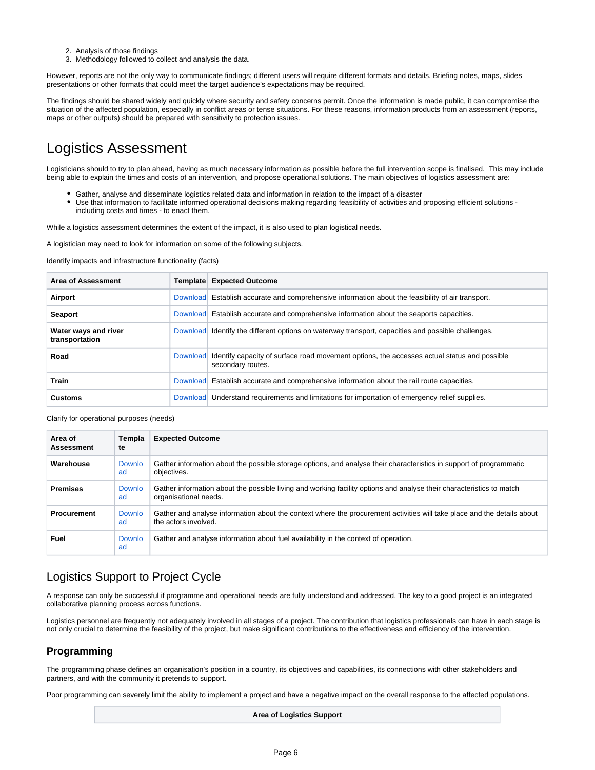2. Analysis of those findings
3. Methodology followed to collect and analysis the data.

However, reports are not the only way to communicate findings; different users will require different formats and details. Briefing notes, maps, slides presentations or other formats that could meet the target audience's expectations may be required.

The findings should be shared widely and quickly where security and safety concerns permit. Once the information is made public, it can compromise the situation of the affected population, especially in conflict areas or tense situations. For these reasons, information products from an assessment (reports, maps or other outputs) should be prepared with sensitivity to protection issues.

# Logistics Assessment

Logisticians should to try to plan ahead, having as much necessary information as possible before the full intervention scope is finalised. This may include being able to explain the times and costs of an intervention, and propose operational solutions. The main objectives of logistics assessment are:

- Gather, analyse and disseminate logistics related data and information in relation to the impact of a disaster
- Use that information to facilitate informed operational decisions making regarding feasibility of activities and proposing efficient solutions - including costs and times - to enact them.

While a logistics assessment determines the extent of the impact, it is also used to plan logistical needs.

A logistician may need to look for information on some of the following subjects.

Identify impacts and infrastructure functionality (facts)

| Area of Assessment | Template | Expected Outcome |
|---|---|---|
| **Airport** | Download | Establish accurate and comprehensive information about the feasibility of air transport. |
| **Seaport** | Download | Establish accurate and comprehensive information about the seaports capacities. |
| **Water ways and river transportation** | Download | Identify the different options on waterway transport, capacities and possible challenges. |
| **Road** | Download | Identify capacity of surface road movement options, the accesses actual status and possible secondary routes. |
| **Train** | Download | Establish accurate and comprehensive information about the rail route capacities. |
| **Customs** | Download | Understand requirements and limitations for importation of emergency relief supplies. |

Clarify for operational purposes (needs)

| Area of Assessment | Template | Expected Outcome |
|---|---|---|
| **Warehouse** | Download | Gather information about the possible storage options, and analyse their characteristics in support of programmatic objectives. |
| **Premises** | Download | Gather information about the possible living and working facility options and analyse their characteristics to match organisational needs. |
| **Procurement** | Download | Gather and analyse information about the context where the procurement activities will take place and the details about the actors involved. |
| **Fuel** | Download | Gather and analyse information about fuel availability in the context of operation. |

## Logistics Support to Project Cycle

A response can only be successful if programme and operational needs are fully understood and addressed. The key to a good project is an integrated collaborative planning process across functions.

Logistics personnel are frequently not adequately involved in all stages of a project. The contribution that logistics professionals can have in each stage is not only crucial to determine the feasibility of the project, but make significant contributions to the effectiveness and efficiency of the intervention.

### Programming

The programming phase defines an organisation's position in a country, its objectives and capabilities, its connections with other stakeholders and partners, and with the community it pretends to support.

Poor programming can severely limit the ability to implement a project and have a negative impact on the overall response to the affected populations.

| Area of Logistics Support |
|---|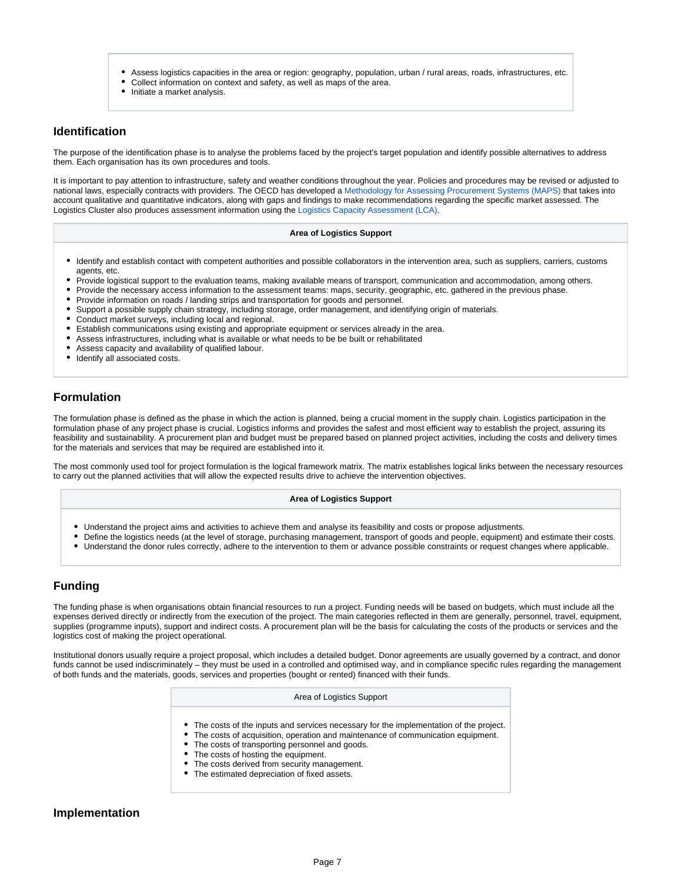- Assess logistics capacities in the area or region: geography, population, urban / rural areas, roads, infrastructures, etc.
- Collect information on context and safety, as well as maps of the area.
- Initiate a market analysis.

## Identification

The purpose of the identification phase is to analyse the problems faced by the project's target population and identify possible alternatives to address them. Each organisation has its own procedures and tools.

It is important to pay attention to infrastructure, safety and weather conditions throughout the year. Policies and procedures may be revised or adjusted to national laws, especially contracts with providers. The OECD has developed a Methodology for Assessing Procurement Systems (MAPS) that takes into account qualitative and quantitative indicators, along with gaps and findings to make recommendations regarding the specific market assessed. The Logistics Cluster also produces assessment information using the Logistics Capacity Assessment (LCA).

| **Area of Logistics Support** |
| --- |
| <ul><li>Identify and establish contact with competent authorities and possible collaborators in the intervention area, such as suppliers, carriers, customs agents, etc.</li><li>Provide logistical support to the evaluation teams, making available means of transport, communication and accommodation, among others.</li><li>Provide the necessary access information to the assessment teams: maps, security, geographic, etc. gathered in the previous phase.</li><li>Provide information on roads / landing strips and transportation for goods and personnel.</li><li>Support a possible supply chain strategy, including storage, order management, and identifying origin of materials.</li><li>Conduct market surveys, including local and regional.</li><li>Establish communications using existing and appropriate equipment or services already in the area.</li><li>Assess infrastructures, including what is available or what needs to be be built or rehabilitated</li><li>Assess capacity and availability of qualified labour.</li><li>Identify all associated costs.</li></ul> |

## Formulation

The formulation phase is defined as the phase in which the action is planned, being a crucial moment in the supply chain. Logistics participation in the formulation phase of any project phase is crucial. Logistics informs and provides the safest and most efficient way to establish the project, assuring its feasibility and sustainability. A procurement plan and budget must be prepared based on planned project activities, including the costs and delivery times for the materials and services that may be required are established into it.

The most commonly used tool for project formulation is the logical framework matrix. The matrix establishes logical links between the necessary resources to carry out the planned activities that will allow the expected results drive to achieve the intervention objectives.

| **Area of Logistics Support** |
| --- |
| <ul><li>Understand the project aims and activities to achieve them and analyse its feasibility and costs or propose adjustments.</li><li>Define the logistics needs (at the level of storage, purchasing management, transport of goods and people, equipment) and estimate their costs.</li><li>Understand the donor rules correctly, adhere to the intervention to them or advance possible constraints or request changes where applicable.</li></ul> |

## Funding

The funding phase is when organisations obtain financial resources to run a project. Funding needs will be based on budgets, which must include all the expenses derived directly or indirectly from the execution of the project. The main categories reflected in them are generally, personnel, travel, equipment, supplies (programme inputs), support and indirect costs. A procurement plan will be the basis for calculating the costs of the products or services and the logistics cost of making the project operational.

Institutional donors usually require a project proposal, which includes a detailed budget. Donor agreements are usually governed by a contract, and donor funds cannot be used indiscriminately – they must be used in a controlled and optimised way, and in compliance specific rules regarding the management of both funds and the materials, goods, services and properties (bought or rented) financed with their funds.

| Area of Logistics Support |
| --- |
| <ul><li>The costs of the inputs and services necessary for the implementation of the project.</li><li>The costs of acquisition, operation and maintenance of communication equipment.</li><li>The costs of transporting personnel and goods.</li><li>The costs of hosting the equipment.</li><li>The costs derived from security management.</li><li>The estimated depreciation of fixed assets.</li></ul> |

## Implementation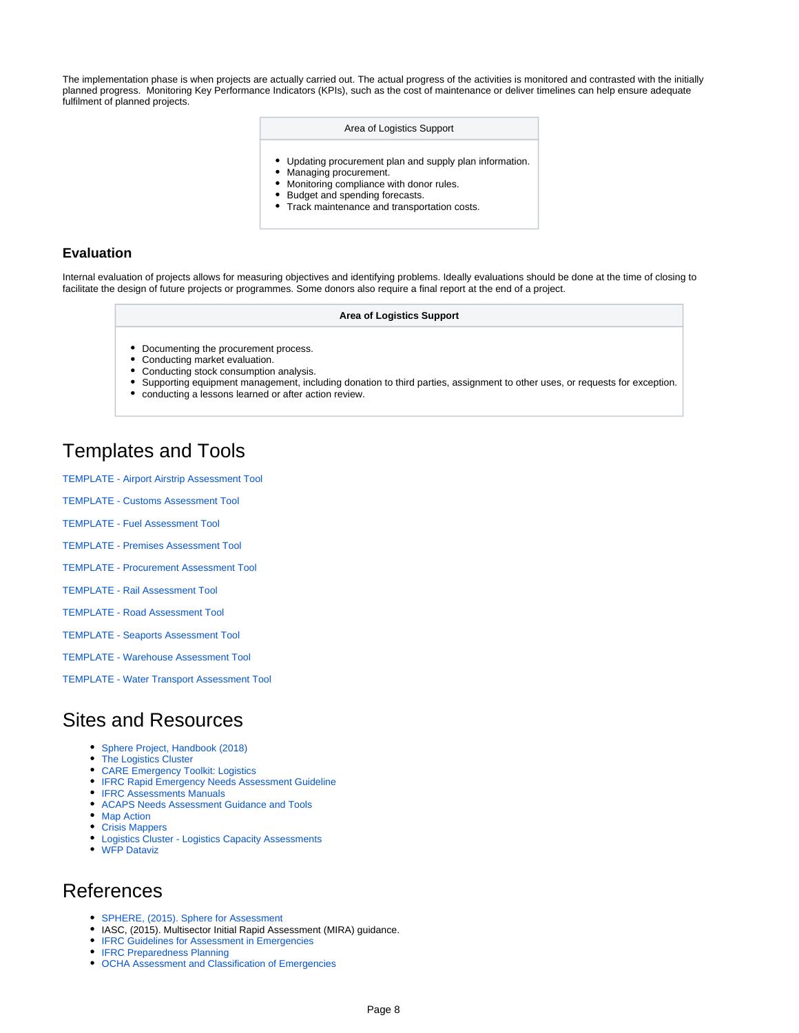The implementation phase is when projects are actually carried out. The actual progress of the activities is monitored and contrasted with the initially planned progress. Monitoring Key Performance Indicators (KPIs), such as the cost of maintenance or deliver timelines can help ensure adequate fulfilment of planned projects.

| Area of Logistics Support |
|---|
| <ul><li>Updating procurement plan and supply plan information.</li><li>Managing procurement.</li><li>Monitoring compliance with donor rules.</li><li>Budget and spending forecasts.</li><li>Track maintenance and transportation costs.</li></ul> |

### Evaluation

Internal evaluation of projects allows for measuring objectives and identifying problems. Ideally evaluations should be done at the time of closing to facilitate the design of future projects or programmes. Some donors also require a final report at the end of a project.

| **Area of Logistics Support** |
|---|
| <ul><li>Documenting the procurement process.</li><li>Conducting market evaluation.</li><li>Conducting stock consumption analysis.</li><li>Supporting equipment management, including donation to third parties, assignment to other uses, or requests for exception.</li><li>conducting a lessons learned or after action review.</li></ul> |

## Templates and Tools

TEMPLATE - Airport Airstrip Assessment Tool

TEMPLATE - Customs Assessment Tool

TEMPLATE - Fuel Assessment Tool

TEMPLATE - Premises Assessment Tool

TEMPLATE - Procurement Assessment Tool

TEMPLATE - Rail Assessment Tool

TEMPLATE - Road Assessment Tool

TEMPLATE - Seaports Assessment Tool

TEMPLATE - Warehouse Assessment Tool

TEMPLATE - Water Transport Assessment Tool

## Sites and Resources

- Sphere Project, Handbook (2018)
- The Logistics Cluster
- CARE Emergency Toolkit: Logistics
- IFRC Rapid Emergency Needs Assessment Guideline
- IFRC Assessments Manuals
- ACAPS Needs Assessment Guidance and Tools
- Map Action
- Crisis Mappers
- Logistics Cluster - Logistics Capacity Assessments
- WFP Dataviz

## References

- SPHERE, (2015). Sphere for Assessment
- IASC, (2015). Multisector Initial Rapid Assessment (MIRA) guidance.
- IFRC Guidelines for Assessment in Emergencies
- IFRC Preparedness Planning
- OCHA Assessment and Classification of Emergencies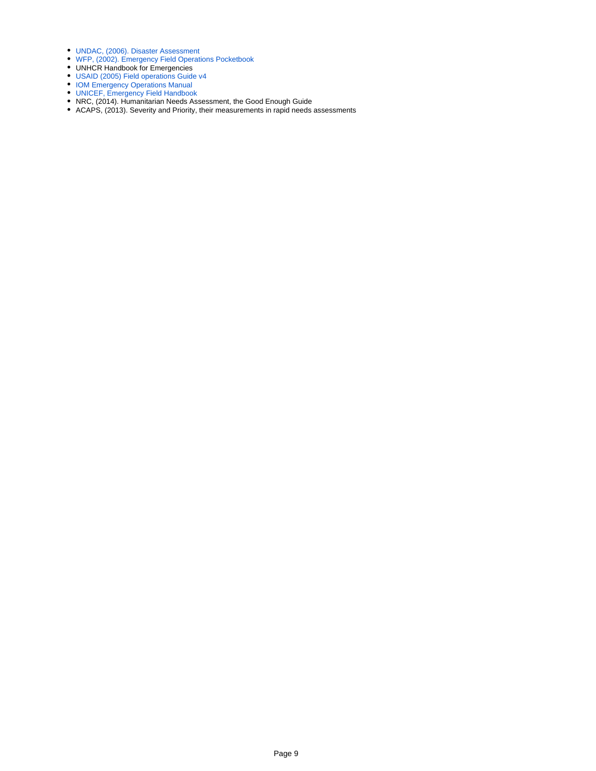- UNDAC, (2006). Disaster Assessment
- WFP, (2002). Emergency Field Operations Pocketbook
- UNHCR Handbook for Emergencies
- USAID (2005) Field operations Guide v4
- IOM Emergency Operations Manual
- UNICEF, Emergency Field Handbook
- NRC, (2014). Humanitarian Needs Assessment, the Good Enough Guide
- ACAPS, (2013). Severity and Priority, their measurements in rapid needs assessments